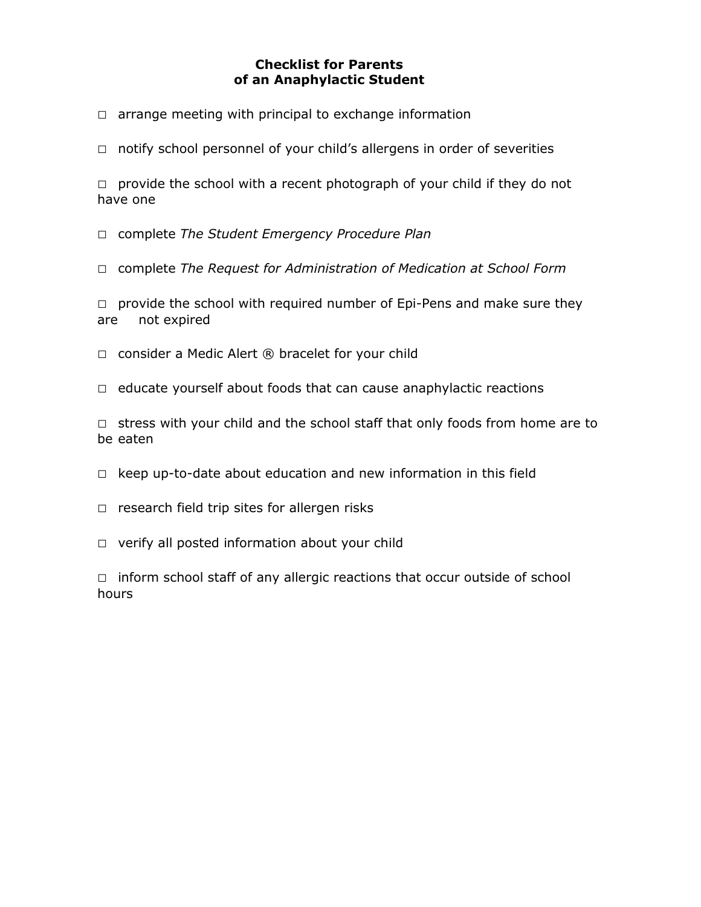# Checklist for Parents of an Anaphylactic Student

□ arrange meeting with principal to exchange information

□ notify school personnel of your child's allergens in order of severities

□ provide the school with a recent photograph of your child if they do not have one

□ complete *The Student Emergency Procedure Plan*

□ complete *The Request for Administration of Medication at School Form*

□ provide the school with required number of Epi-Pens and make sure they are not expired

□ consider a Medic Alert ® bracelet for your child

□ educate yourself about foods that can cause anaphylactic reactions

□ stress with your child and the school staff that only foods from home are to be eaten

□ keep up-to-date about education and new information in this field

□ research field trip sites for allergen risks

□ verify all posted information about your child

□ inform school staff of any allergic reactions that occur outside of school hours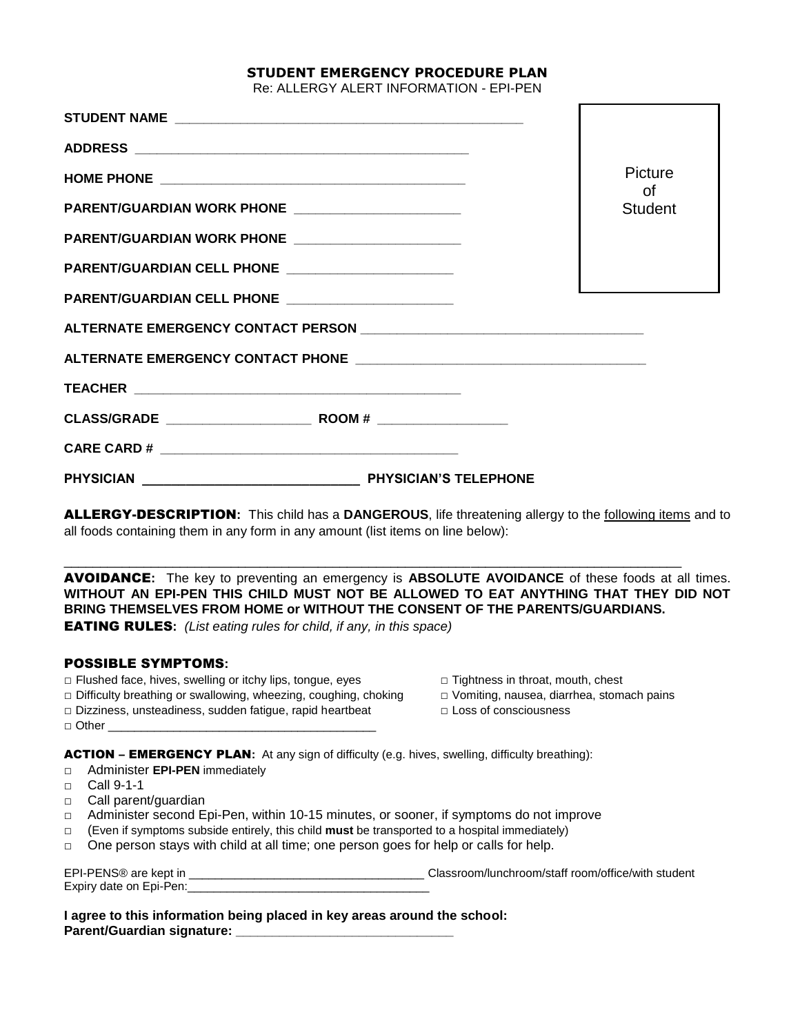# STUDENT EMERGENCY PROCEDURE PLAN

Re: ALLERGY ALERT INFORMATION - EPI-PEN

Picture of Student

**STUDENT NAME** ______________________________________________

**ADDRESS** ______________________________________________

**HOME PHONE** ______________________________________________

**PARENT/GUARDIAN WORK PHONE** ______________________

**PARENT/GUARDIAN WORK PHONE** ______________________

**PARENT/GUARDIAN CELL PHONE** ______________________

**PARENT/GUARDIAN CELL PHONE** ______________________

**ALTERNATE EMERGENCY CONTACT PERSON** ______________________________________

**ALTERNATE EMERGENCY CONTACT PHONE** ______________________________________

**TEACHER** ______________________________________________

**CLASS/GRADE** ____________________ **ROOM #** __________________

**CARE CARD #** ______________________________________________

**PHYSICIAN** ______________________________ **PHYSICIAN'S TELEPHONE**

**ALLERGY-DESCRIPTION:** This child has a **DANGEROUS**, life threatening allergy to the following items and to all foods containing them in any form in any amount (list items on line below):

_____________________________________________________________________________________

**AVOIDANCE:** The key to preventing an emergency is **ABSOLUTE AVOIDANCE** of these foods at all times. **WITHOUT AN EPI-PEN THIS CHILD MUST NOT BE ALLOWED TO EAT ANYTHING THAT THEY DID NOT BRING THEMSELVES FROM HOME or WITHOUT THE CONSENT OF THE PARENTS/GUARDIANS.**

**EATING RULES:** *(List eating rules for child, if any, in this space)*

## POSSIBLE SYMPTOMS:

- □ Flushed face, hives, swelling or itchy lips, tongue, eyes
- □ Difficulty breathing or swallowing, wheezing, coughing, choking
- □ Dizziness, unsteadiness, sudden fatigue, rapid heartbeat
- □ Other ________________________________________
- □ Tightness in throat, mouth, chest
- □ Vomiting, nausea, diarrhea, stomach pains
- □ Loss of consciousness

**ACTION – EMERGENCY PLAN:** At any sign of difficulty (e.g. hives, swelling, difficulty breathing):

- □ Administer **EPI-PEN** immediately
- □ Call 9-1-1
- □ Call parent/guardian
- □ Administer second Epi-Pen, within 10-15 minutes, or sooner, if symptoms do not improve
- □ (Even if symptoms subside entirely, this child **must** be transported to a hospital immediately)
- □ One person stays with child at all time; one person goes for help or calls for help.

EPI-PENS® are kept in ___________________________________ Classroom/lunchroom/staff room/office/with student

Expiry date on Epi-Pen: _____________________________________

**I agree to this information being placed in key areas around the school:**

**Parent/Guardian signature:** _______________________________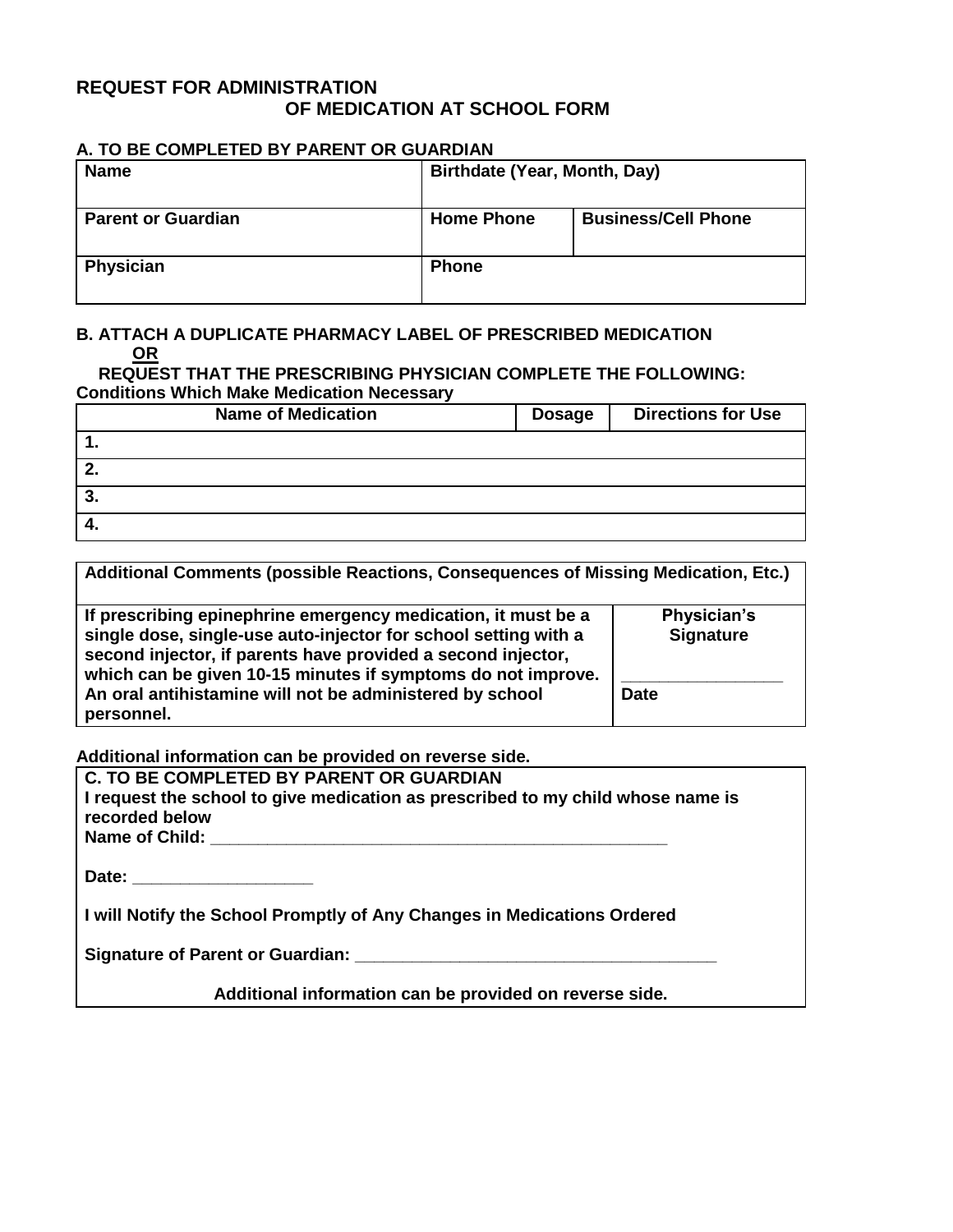# REQUEST FOR ADMINISTRATION OF MEDICATION AT SCHOOL FORM

## A. TO BE COMPLETED BY PARENT OR GUARDIAN

| Name | Birthdate (Year, Month, Day) | |
|---|---|---|
| **Parent or Guardian** | **Home Phone** | **Business/Cell Phone** |
| **Physician** | **Phone** | |

## B. ATTACH A DUPLICATE PHARMACY LABEL OF PRESCRIBED MEDICATION

**OR**

**REQUEST THAT THE PRESCRIBING PHYSICIAN COMPLETE THE FOLLOWING:**

**Conditions Which Make Medication Necessary**

| Name of Medication | Dosage | Directions for Use |
|---|---|---|
| 1. | | |
| 2. | | |
| 3. | | |
| 4. | | |

| Additional Comments (possible Reactions, Consequences of Missing Medication, Etc.) | |
|---|---|
| **If prescribing epinephrine emergency medication, it must be a single dose, single-use auto-injector for school setting with a second injector, if parents have provided a second injector, which can be given 10-15 minutes if symptoms do not improve. An oral antihistamine will not be administered by school personnel.** | **Physician's Signature** ________________ **Date** |

**Additional information can be provided on reverse side.**

## C. TO BE COMPLETED BY PARENT OR GUARDIAN

**I request the school to give medication as prescribed to my child whose name is recorded below**

**Name of Child:** ______________________________________________

**Date:** ___________________

**I will Notify the School Promptly of Any Changes in Medications Ordered**

**Signature of Parent or Guardian:** ____________________________________

**Additional information can be provided on reverse side.**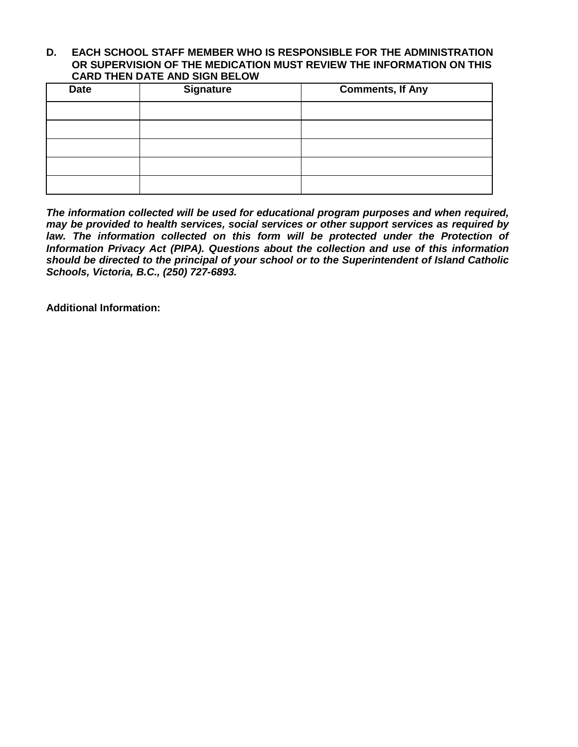**D. EACH SCHOOL STAFF MEMBER WHO IS RESPONSIBLE FOR THE ADMINISTRATION OR SUPERVISION OF THE MEDICATION MUST REVIEW THE INFORMATION ON THIS CARD THEN DATE AND SIGN BELOW**

| Date | Signature | Comments, If Any |
|---|---|---|
| | | |
| | | |
| | | |
| | | |
| | | |

***The information collected will be used for educational program purposes and when required, may be provided to health services, social services or other support services as required by law. The information collected on this form will be protected under the Protection of Information Privacy Act (PIPA). Questions about the collection and use of this information should be directed to the principal of your school or to the Superintendent of Island Catholic Schools, Victoria, B.C., (250) 727-6893.***

**Additional Information:**